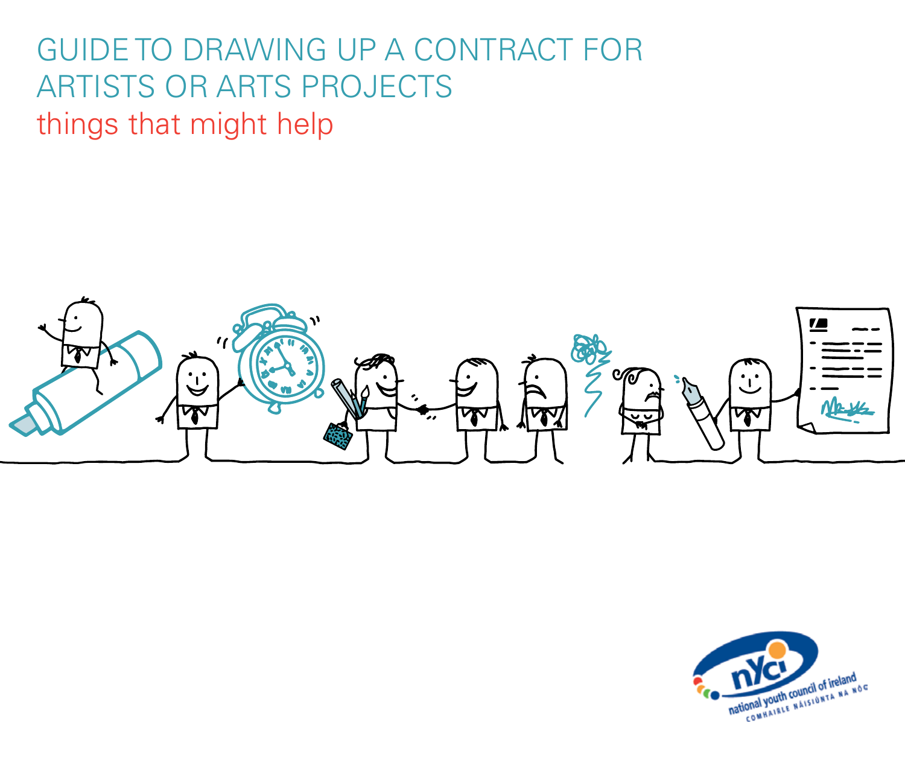# GUIDE TO DRAWING UP A CONTRACT FOR ARTISTS OR ARTS PROJECTS

## things that might help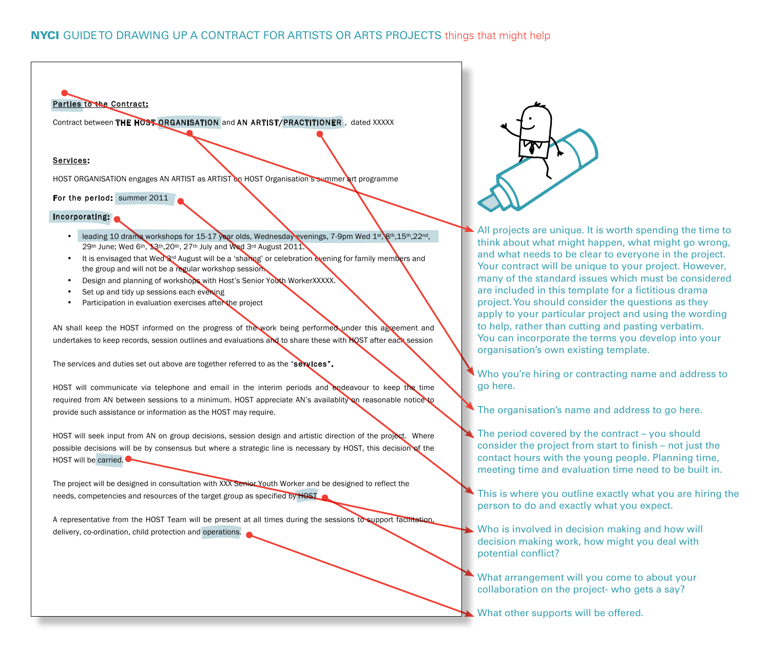## NYCI GUIDE TO DRAWING UP A CONTRACT FOR ARTISTS OR ARTS PROJECTS things that might help

**Parties to the Contract:**

Contract between **THE HOST ORGANISATION** and **AN ARTIST/PRACTITIONER**, dated XXXXX

**Services:**

HOST ORGANISATION engages AN ARTIST as ARTIST on HOST Organisation's summer art programme

**For the period:** summer 2011

**Incorporating:**

- leading 10 drama workshops for 15-17 year olds, Wednesday evenings, 7-9pm Wed 1st, 8th, 15th, 22nd, 29th June; Wed 6th, 13th, 20th, 27th July and Wed 3rd August 2011.
- It is envisaged that Wed 3rd August will be a 'sharing' or celebration evening for family members and the group and will not be a regular workshop session.
- Design and planning of workshops with Host's Senior Youth WorkerXXXXX.
- Set up and tidy up sessions each evening
- Participation in evaluation exercises after the project

AN shall keep the HOST informed on the progress of the work being performed under this agreement and undertakes to keep records, session outlines and evaluations and to share these with HOST after each session

The services and duties set out above are together referred to as the "**services**".

HOST will communicate via telephone and email in the interim periods and endeavour to keep the time required from AN between sessions to a minimum. HOST appreciate AN's availablity on reasonable notice to provide such assistance or information as the HOST may require.

HOST will seek input from AN on group decisions, session design and artistic direction of the project. Where possible decisions will be by consensus but where a strategic line is necessary by HOST, this decision of the HOST will be carried.

The project will be designed in consultation with XXX Senior Youth Worker and be designed to reflect the needs, competencies and resources of the target group as specified by HOST

A representative from the HOST Team will be present at all times during the sessions to support facilitation, delivery, co-ordination, child protection and operations.

---

All projects are unique. It is worth spending the time to think about what might happen, what might go wrong, and what needs to be clear to everyone in the project. Your contract will be unique to your project. However, many of the standard issues which must be considered are included in this template for a fictitious drama project. You should consider the questions as they apply to your particular project and using the wording to help, rather than cutting and pasting verbatim. You can incorporate the terms you develop into your organisation's own existing template.

Who you're hiring or contracting name and address to go here.

The organisation's name and address to go here.

The period covered by the contract – you should consider the project from start to finish – not just the contact hours with the young people. Planning time, meeting time and evaluation time need to be built in.

This is where you outline exactly what you are hiring the person to do and exactly what you expect.

Who is involved in decision making and how will decision making work, how might you deal with potential conflict?

What arrangement will you come to about your collaboration on the project- who gets a say?

What other supports will be offered.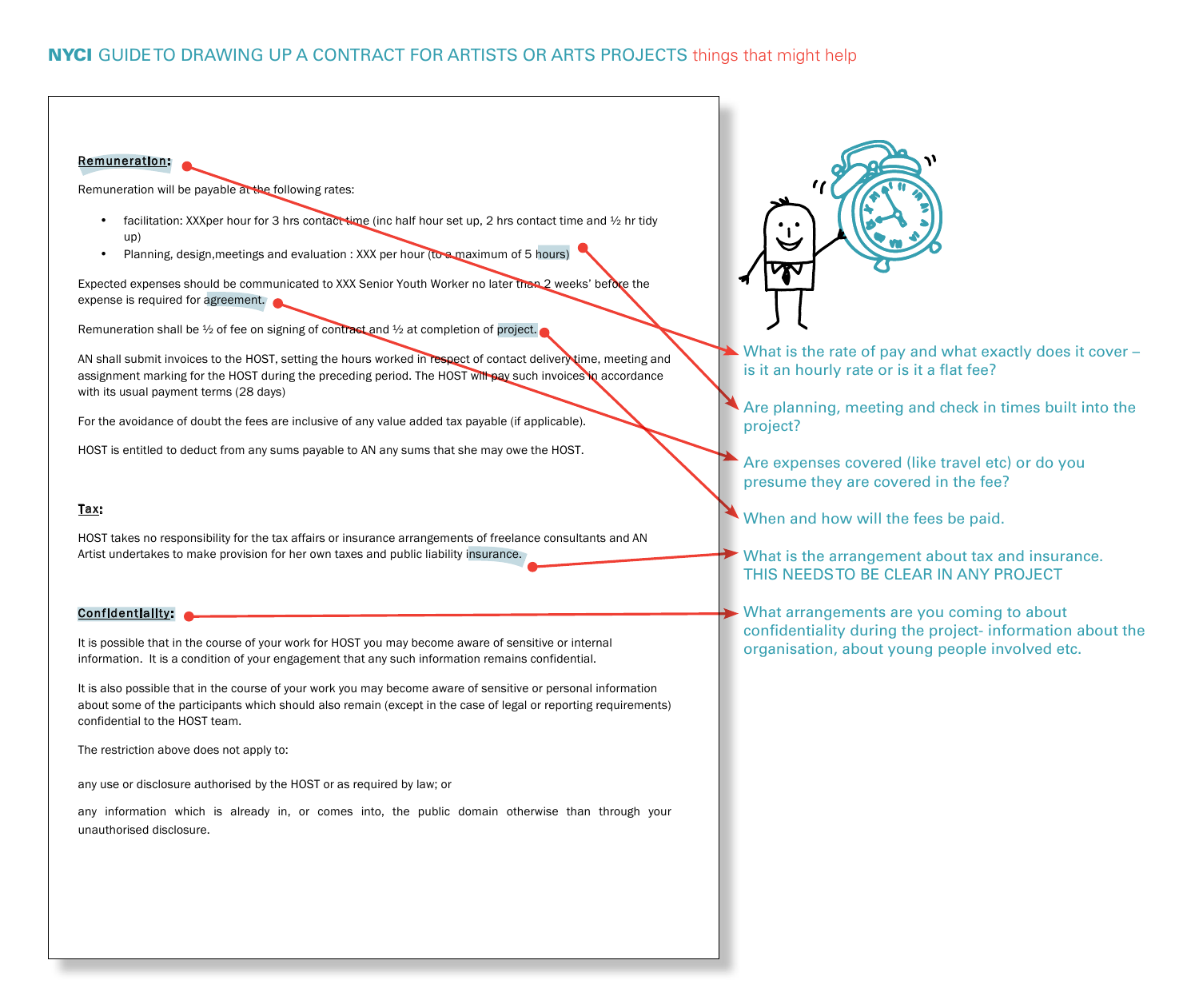## NYCI GUIDE TO DRAWING UP A CONTRACT FOR ARTISTS OR ARTS PROJECTS things that might help

**Remuneration:**

Remuneration will be payable at the following rates:

- facilitation: XXXper hour for 3 hrs contact time (inc half hour set up, 2 hrs contact time and ½ hr tidy up)
- Planning, design,meetings and evaluation : XXX per hour (to a maximum of 5 hours)

Expected expenses should be communicated to XXX Senior Youth Worker no later than 2 weeks' before the expense is required for agreement.

Remuneration shall be ½ of fee on signing of contract and ½ at completion of project.

AN shall submit invoices to the HOST, setting the hours worked in respect of contact delivery time, meeting and assignment marking for the HOST during the preceding period. The HOST will pay such invoices in accordance with its usual payment terms (28 days)

For the avoidance of doubt the fees are inclusive of any value added tax payable (if applicable).

HOST is entitled to deduct from any sums payable to AN any sums that she may owe the HOST.

**Tax:**

HOST takes no responsibility for the tax affairs or insurance arrangements of freelance consultants and AN Artist undertakes to make provision for her own taxes and public liability insurance.

**Confidentiality:**

It is possible that in the course of your work for HOST you may become aware of sensitive or internal information. It is a condition of your engagement that any such information remains confidential.

It is also possible that in the course of your work you may become aware of sensitive or personal information about some of the participants which should also remain (except in the case of legal or reporting requirements) confidential to the HOST team.

The restriction above does not apply to:

any use or disclosure authorised by the HOST or as required by law; or

any information which is already in, or comes into, the public domain otherwise than through your unauthorised disclosure.

---

What is the rate of pay and what exactly does it cover – is it an hourly rate or is it a flat fee?

Are planning, meeting and check in times built into the project?

Are expenses covered (like travel etc) or do you presume they are covered in the fee?

When and how will the fees be paid.

What is the arrangement about tax and insurance. THIS NEEDS TO BE CLEAR IN ANY PROJECT

What arrangements are you coming to about confidentiality during the project- information about the organisation, about young people involved etc.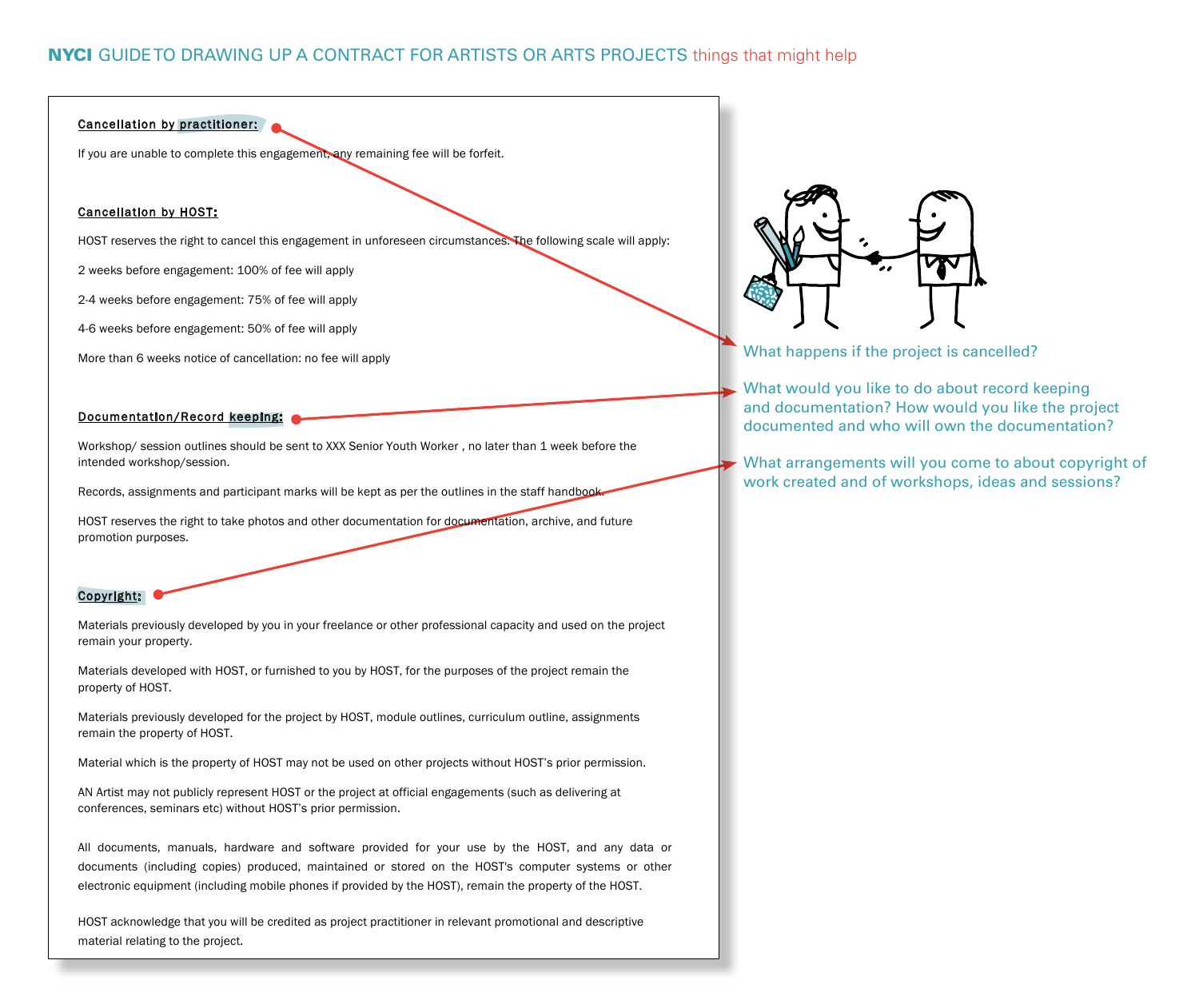# NYCI GUIDE TO DRAWING UP A CONTRACT FOR ARTISTS OR ARTS PROJECTS things that might help

**Cancellation by practitioner:**

If you are unable to complete this engagement, any remaining fee will be forfeit.

**Cancellation by HOST:**

HOST reserves the right to cancel this engagement in unforeseen circumstances. The following scale will apply:

2 weeks before engagement: 100% of fee will apply

2-4 weeks before engagement: 75% of fee will apply

4-6 weeks before engagement: 50% of fee will apply

More than 6 weeks notice of cancellation: no fee will apply

**Documentation/Record keeping:**

Workshop/ session outlines should be sent to XXX Senior Youth Worker , no later than 1 week before the intended workshop/session.

Records, assignments and participant marks will be kept as per the outlines in the staff handbook.

HOST reserves the right to take photos and other documentation for documentation, archive, and future promotion purposes.

**Copyright:**

Materials previously developed by you in your freelance or other professional capacity and used on the project remain your property.

Materials developed with HOST, or furnished to you by HOST, for the purposes of the project remain the property of HOST.

Materials previously developed for the project by HOST, module outlines, curriculum outline, assignments remain the property of HOST.

Material which is the property of HOST may not be used on other projects without HOST's prior permission.

AN Artist may not publicly represent HOST or the project at official engagements (such as delivering at conferences, seminars etc) without HOST's prior permission.

All documents, manuals, hardware and software provided for your use by the HOST, and any data or documents (including copies) produced, maintained or stored on the HOST's computer systems or other electronic equipment (including mobile phones if provided by the HOST), remain the property of the HOST.

HOST acknowledge that you will be credited as project practitioner in relevant promotional and descriptive material relating to the project.

---

What happens if the project is cancelled?

What would you like to do about record keeping and documentation? How would you like the project documented and who will own the documentation?

What arrangements will you come to about copyright of work created and of workshops, ideas and sessions?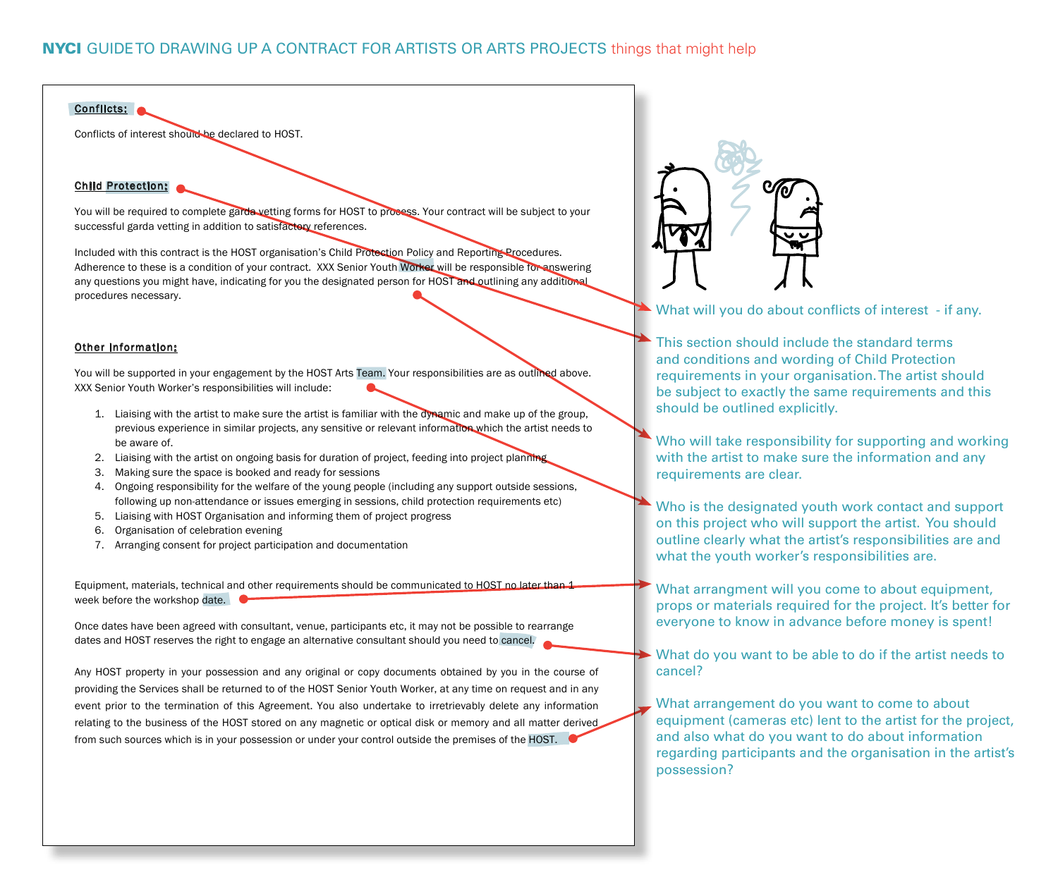# NYCI GUIDE TO DRAWING UP A CONTRACT FOR ARTISTS OR ARTS PROJECTS things that might help

**Conflicts:**

Conflicts of interest should be declared to HOST.

**Child Protection:**

You will be required to complete garda vetting forms for HOST to process. Your contract will be subject to your successful garda vetting in addition to satisfactory references.

Included with this contract is the HOST organisation's Child Protection Policy and Reporting Procedures. Adherence to these is a condition of your contract. XXX Senior Youth Worker will be responsible for answering any questions you might have, indicating for you the designated person for HOST and outlining any additional procedures necessary.

**Other Information:**

You will be supported in your engagement by the HOST Arts Team. Your responsibilities are as outlined above. XXX Senior Youth Worker's responsibilities will include:

1. Liaising with the artist to make sure the artist is familiar with the dynamic and make up of the group, previous experience in similar projects, any sensitive or relevant information which the artist needs to be aware of.
2. Liaising with the artist on ongoing basis for duration of project, feeding into project planning
3. Making sure the space is booked and ready for sessions
4. Ongoing responsibility for the welfare of the young people (including any support outside sessions, following up non-attendance or issues emerging in sessions, child protection requirements etc)
5. Liaising with HOST Organisation and informing them of project progress
6. Organisation of celebration evening
7. Arranging consent for project participation and documentation

Equipment, materials, technical and other requirements should be communicated to HOST no later than 1 week before the workshop date.

Once dates have been agreed with consultant, venue, participants etc, it may not be possible to rearrange dates and HOST reserves the right to engage an alternative consultant should you need to cancel.

Any HOST property in your possession and any original or copy documents obtained by you in the course of providing the Services shall be returned to of the HOST Senior Youth Worker, at any time on request and in any event prior to the termination of this Agreement. You also undertake to irretrievably delete any information relating to the business of the HOST stored on any magnetic or optical disk or memory and all matter derived from such sources which is in your possession or under your control outside the premises of the HOST.

---

What will you do about conflicts of interest - if any.

This section should include the standard terms and conditions and wording of Child Protection requirements in your organisation. The artist should be subject to exactly the same requirements and this should be outlined explicitly.

Who will take responsibility for supporting and working with the artist to make sure the information and any requirements are clear.

Who is the designated youth work contact and support on this project who will support the artist. You should outline clearly what the artist's responsibilities are and what the youth worker's responsibilities are.

What arrangment will you come to about equipment, props or materials required for the project. It's better for everyone to know in advance before money is spent!

What do you want to be able to do if the artist needs to cancel?

What arrangement do you want to come to about equipment (cameras etc) lent to the artist for the project, and also what do you want to do about information regarding participants and the organisation in the artist's possession?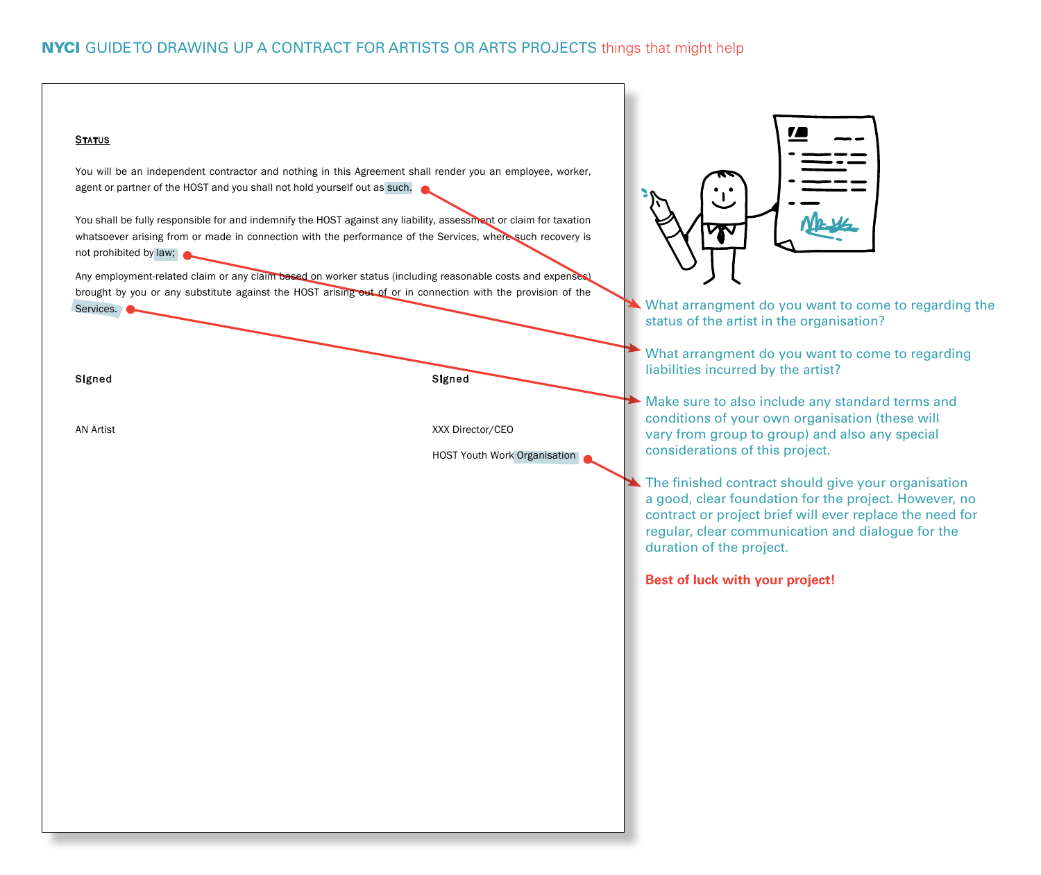## NYCI GUIDE TO DRAWING UP A CONTRACT FOR ARTISTS OR ARTS PROJECTS things that might help

**Status**

You will be an independent contractor and nothing in this Agreement shall render you an employee, worker, agent or partner of the HOST and you shall not hold yourself out as such.

You shall be fully responsible for and indemnify the HOST against any liability, assessment or claim for taxation whatsoever arising from or made in connection with the performance of the Services, where such recovery is not prohibited by law;

Any employment-related claim or any claim based on worker status (including reasonable costs and expenses) brought by you or any substitute against the HOST arising out of or in connection with the provision of the Services.

**Signed**

AN Artist

**Signed**

XXX Director/CEO

HOST Youth Work Organisation

What arrangment do you want to come to regarding the status of the artist in the organisation?

What arrangment do you want to come to regarding liabilities incurred by the artist?

Make sure to also include any standard terms and conditions of your own organisation (these will vary from group to group) and also any special considerations of this project.

The finished contract should give your organisation a good, clear foundation for the project. However, no contract or project brief will ever replace the need for regular, clear communication and dialogue for the duration of the project.

**Best of luck with your project!**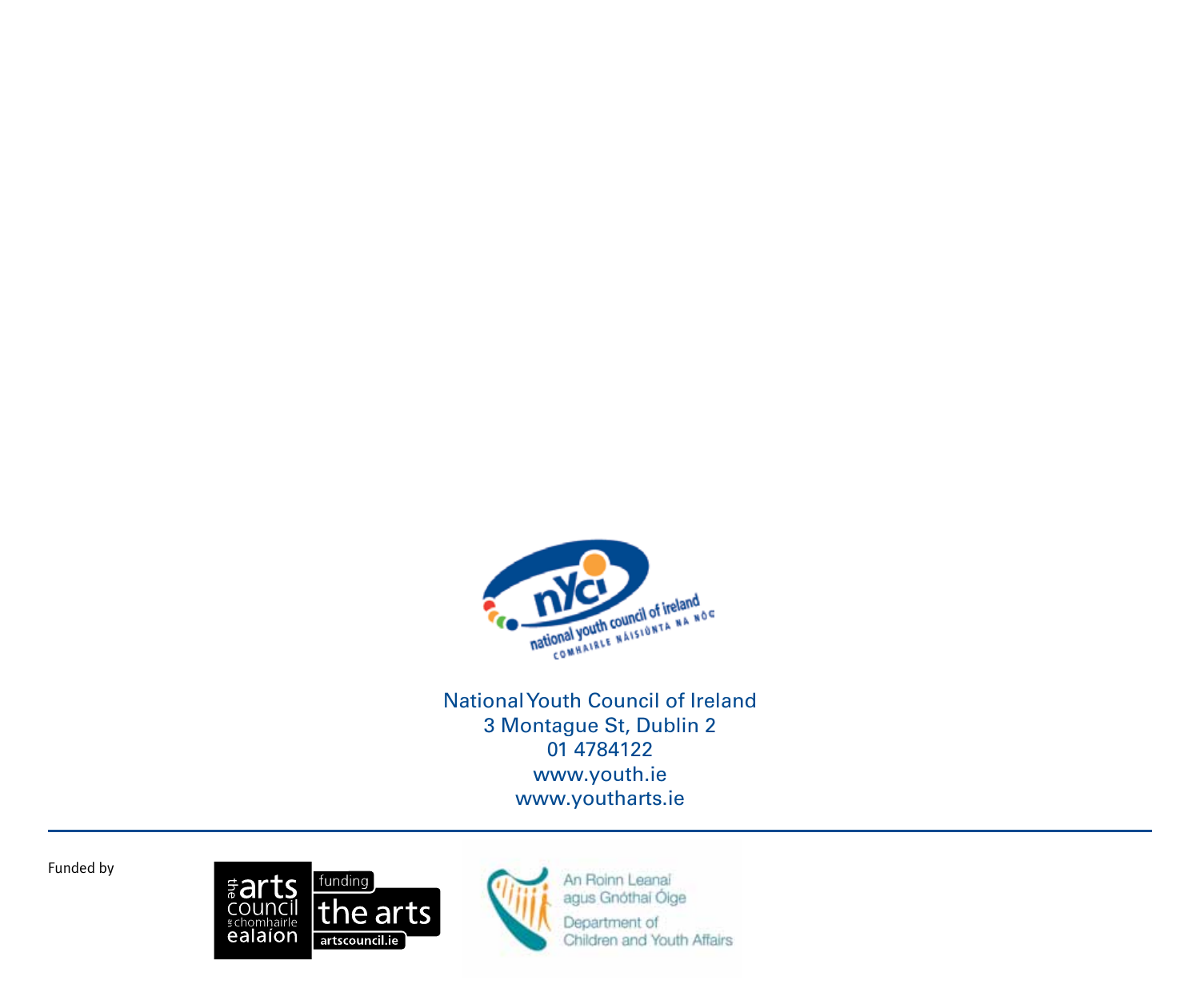National Youth Council of Ireland
3 Montague St, Dublin 2
01 4784122
www.youth.ie
www.youtharts.ie

Funded by